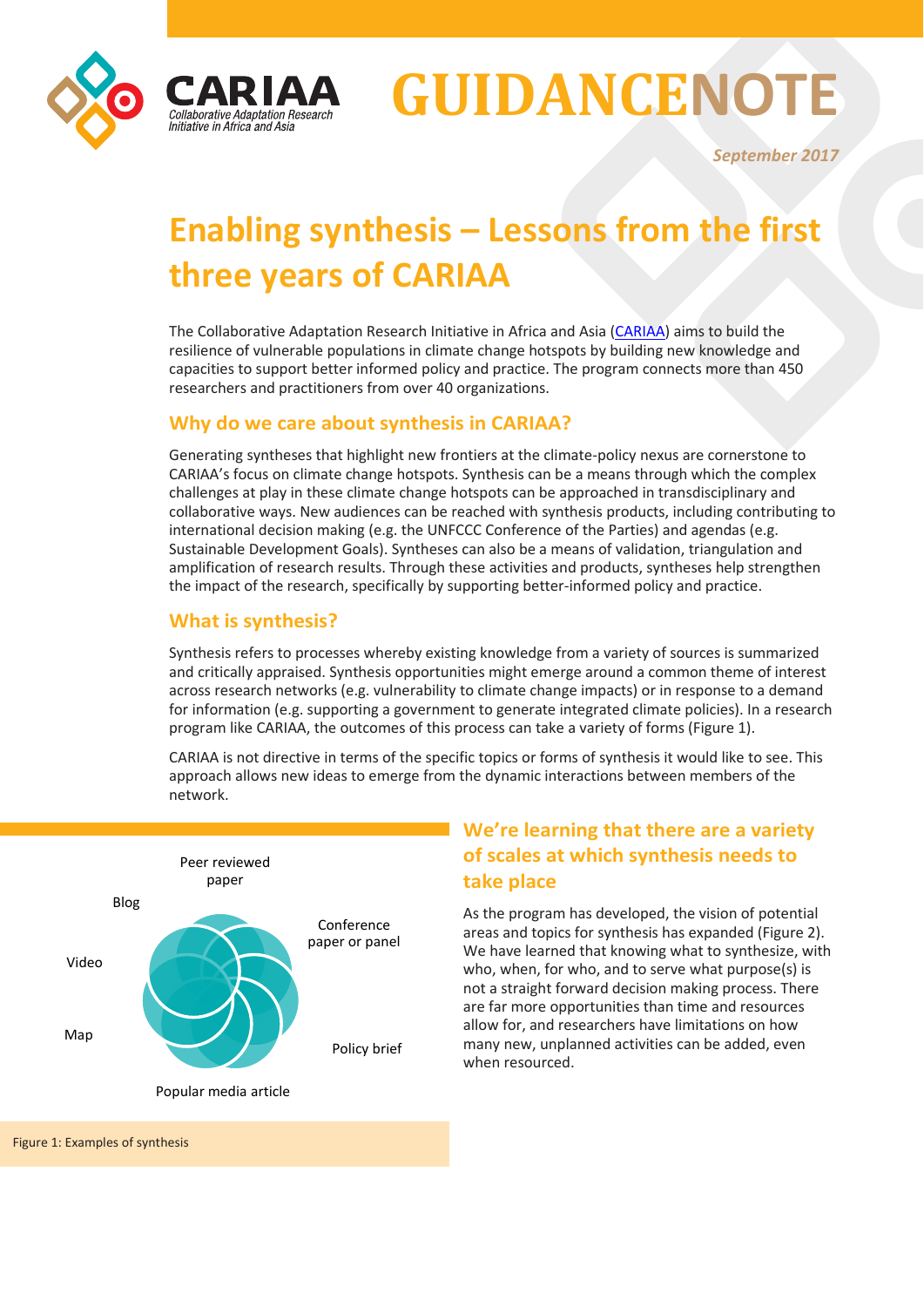# GUIDANCENOTE

*September 2017*

# Enabling synthesis – Lessons from the first three years of CARIAA

The Collaborative Adaptation Research Initiative in Africa and Asia (CARIAA) aims to build the resilience of vulnerable populations in climate change hotspots by building new knowledge and capacities to support better informed policy and practice. The program connects more than 450 researchers and practitioners from over 40 organizations.

## Why do we care about synthesis in CARIAA?

Generating syntheses that highlight new frontiers at the climate-policy nexus are cornerstone to CARIAA's focus on climate change hotspots. Synthesis can be a means through which the complex challenges at play in these climate change hotspots can be approached in transdisciplinary and collaborative ways. New audiences can be reached with synthesis products, including contributing to international decision making (e.g. the UNFCCC Conference of the Parties) and agendas (e.g. Sustainable Development Goals). Syntheses can also be a means of validation, triangulation and amplification of research results. Through these activities and products, syntheses help strengthen the impact of the research, specifically by supporting better-informed policy and practice.

## What is synthesis?

Synthesis refers to processes whereby existing knowledge from a variety of sources is summarized and critically appraised. Synthesis opportunities might emerge around a common theme of interest across research networks (e.g. vulnerability to climate change impacts) or in response to a demand for information (e.g. supporting a government to generate integrated climate policies). In a research program like CARIAA, the outcomes of this process can take a variety of forms (Figure 1).

CARIAA is not directive in terms of the specific topics or forms of synthesis it would like to see. This approach allows new ideas to emerge from the dynamic interactions between members of the network.

Peer reviewed paper

Blog

Conference paper or panel

Video

Map

Policy brief

Popular media article

Figure 1: Examples of synthesis

## We're learning that there are a variety of scales at which synthesis needs to take place

As the program has developed, the vision of potential areas and topics for synthesis has expanded (Figure 2). We have learned that knowing what to synthesize, with who, when, for who, and to serve what purpose(s) is not a straight forward decision making process. There are far more opportunities than time and resources allow for, and researchers have limitations on how many new, unplanned activities can be added, even when resourced.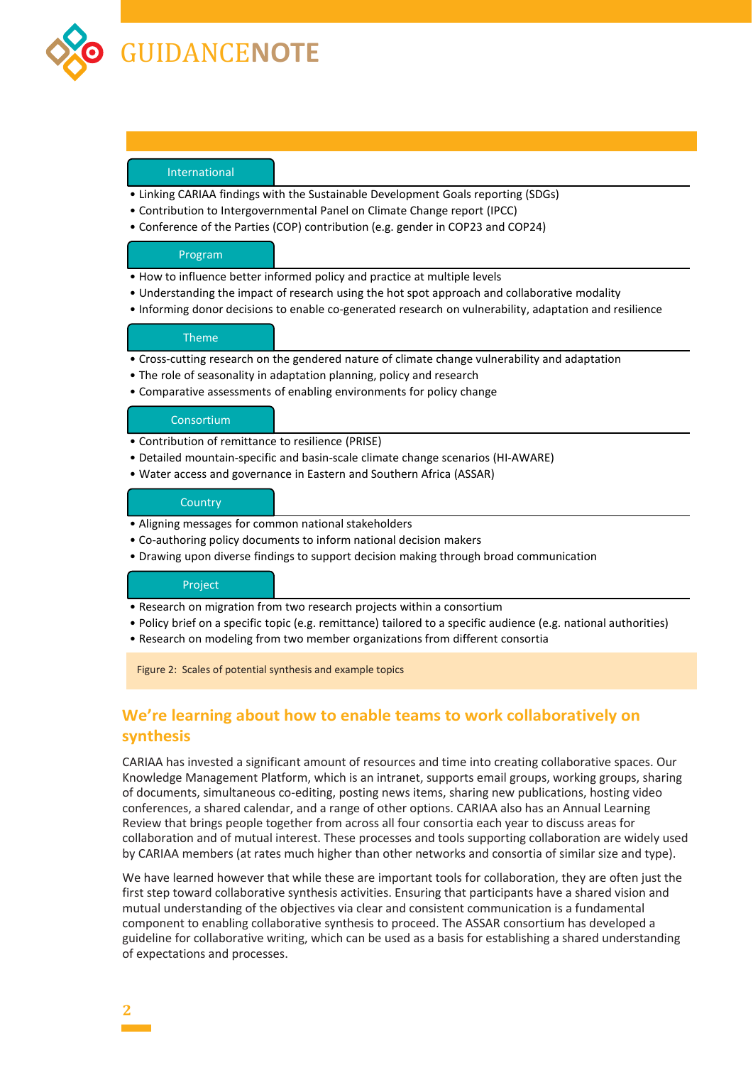**International**

- Linking CARIAA findings with the Sustainable Development Goals reporting (SDGs)
- Contribution to Intergovernmental Panel on Climate Change report (IPCC)
- Conference of the Parties (COP) contribution (e.g. gender in COP23 and COP24)

**Program**

- How to influence better informed policy and practice at multiple levels
- Understanding the impact of research using the hot spot approach and collaborative modality
- Informing donor decisions to enable co-generated research on vulnerability, adaptation and resilience

**Theme**

- Cross-cutting research on the gendered nature of climate change vulnerability and adaptation
- The role of seasonality in adaptation planning, policy and research
- Comparative assessments of enabling environments for policy change

**Consortium**

- Contribution of remittance to resilience (PRISE)
- Detailed mountain-specific and basin-scale climate change scenarios (HI-AWARE)
- Water access and governance in Eastern and Southern Africa (ASSAR)

**Country**

- Aligning messages for common national stakeholders
- Co-authoring policy documents to inform national decision makers
- Drawing upon diverse findings to support decision making through broad communication

**Project**

- Research on migration from two research projects within a consortium
- Policy brief on a specific topic (e.g. remittance) tailored to a specific audience (e.g. national authorities)
- Research on modeling from two member organizations from different consortia

Figure 2: Scales of potential synthesis and example topics

## We're learning about how to enable teams to work collaboratively on synthesis

CARIAA has invested a significant amount of resources and time into creating collaborative spaces. Our Knowledge Management Platform, which is an intranet, supports email groups, working groups, sharing of documents, simultaneous co-editing, posting news items, sharing new publications, hosting video conferences, a shared calendar, and a range of other options. CARIAA also has an Annual Learning Review that brings people together from across all four consortia each year to discuss areas for collaboration and of mutual interest. These processes and tools supporting collaboration are widely used by CARIAA members (at rates much higher than other networks and consortia of similar size and type).

We have learned however that while these are important tools for collaboration, they are often just the first step toward collaborative synthesis activities. Ensuring that participants have a shared vision and mutual understanding of the objectives via clear and consistent communication is a fundamental component to enabling collaborative synthesis to proceed. The ASSAR consortium has developed a guideline for collaborative writing, which can be used as a basis for establishing a shared understanding of expectations and processes.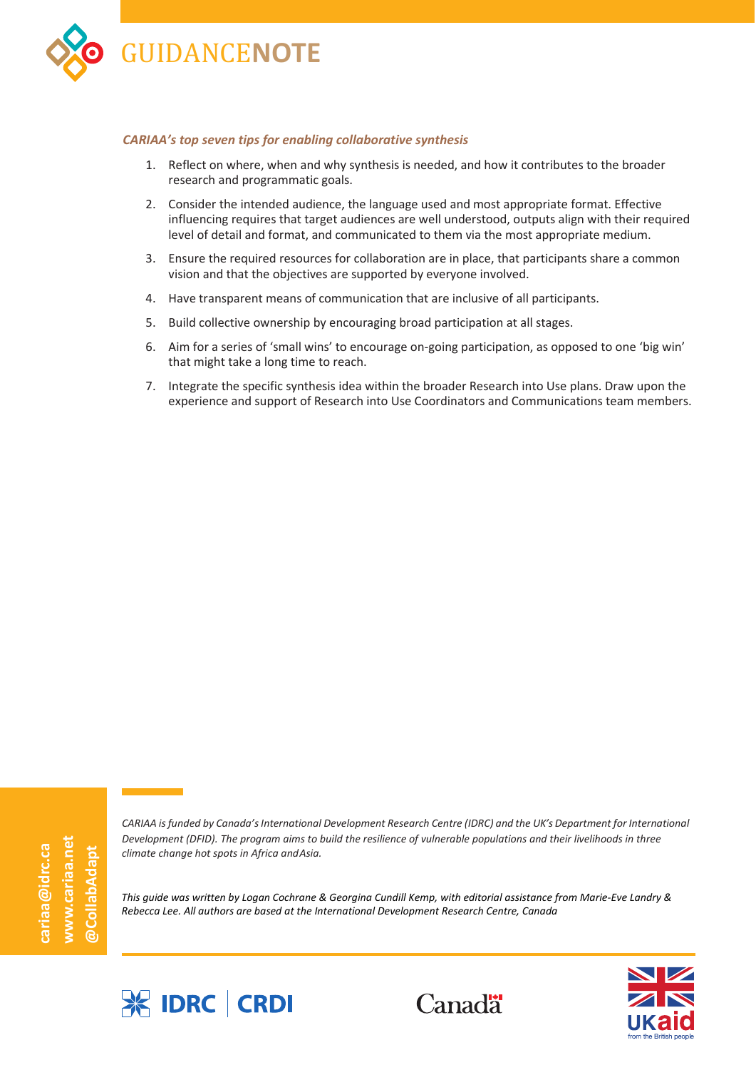*CARIAA's top seven tips for enabling collaborative synthesis*

1. Reflect on where, when and why synthesis is needed, and how it contributes to the broader research and programmatic goals.
2. Consider the intended audience, the language used and most appropriate format. Effective influencing requires that target audiences are well understood, outputs align with their required level of detail and format, and communicated to them via the most appropriate medium.
3. Ensure the required resources for collaboration are in place, that participants share a common vision and that the objectives are supported by everyone involved.
4. Have transparent means of communication that are inclusive of all participants.
5. Build collective ownership by encouraging broad participation at all stages.
6. Aim for a series of 'small wins' to encourage on-going participation, as opposed to one 'big win' that might take a long time to reach.
7. Integrate the specific synthesis idea within the broader Research into Use plans. Draw upon the experience and support of Research into Use Coordinators and Communications team members.

**cariaa@idrc.ca**
**www.cariaa.net**
**@CollabAdapt**

*CARIAA is funded by Canada's International Development Research Centre (IDRC) and the UK's Department for International Development (DFID). The program aims to build the resilience of vulnerable populations and their livelihoods in three climate change hot spots in Africa and Asia.*

*This guide was written by Logan Cochrane & Georgina Cundill Kemp, with editorial assistance from Marie-Eve Landry & Rebecca Lee. All authors are based at the International Development Research Centre, Canada*

IDRC | CRDI

Canada

UKaid from the British people